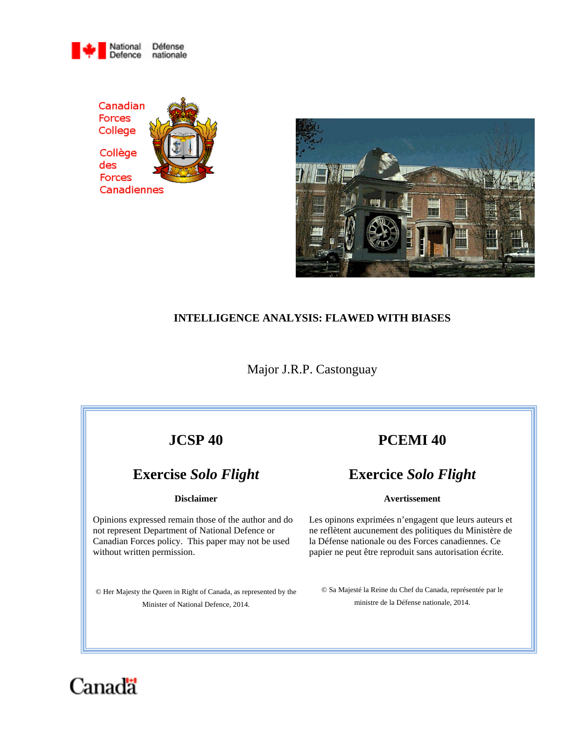National Defence / Défense nationale

Canadian Forces College

Collège des Forces Canadiennes

# INTELLIGENCE ANALYSIS: FLAWED WITH BIASES

Major J.R.P. Castonguay

| JCSP 40 | PCEMI 40 |
| --- | --- |
| **Exercise *Solo Flight*** | **Exercice *Solo Flight*** |
| **Disclaimer** | **Avertissement** |
| Opinions expressed remain those of the author and do not represent Department of National Defence or Canadian Forces policy. This paper may not be used without written permission. | Les opinons exprimées n'engagent que leurs auteurs et ne reflètent aucunement des politiques du Ministère de la Défense nationale ou des Forces canadiennes. Ce papier ne peut être reproduit sans autorisation écrite. |
| © Her Majesty the Queen in Right of Canada, as represented by the Minister of National Defence, 2014. | © Sa Majesté la Reine du Chef du Canada, représentée par le ministre de la Défense nationale, 2014. |

Canada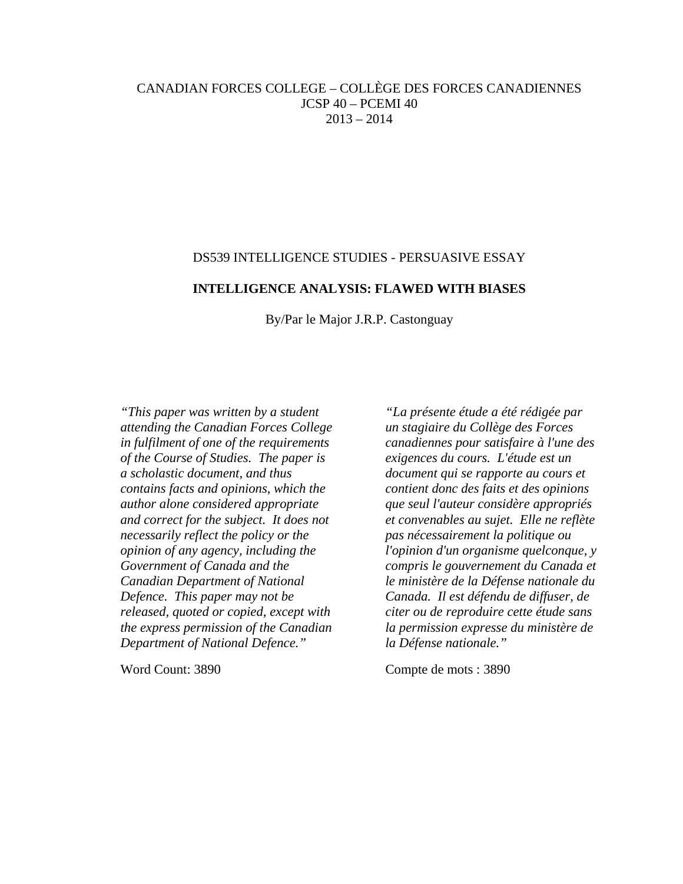CANADIAN FORCES COLLEGE – COLLÈGE DES FORCES CANADIENNES
JCSP 40 – PCEMI 40
2013 – 2014

DS539 INTELLIGENCE STUDIES - PERSUASIVE ESSAY

**INTELLIGENCE ANALYSIS: FLAWED WITH BIASES**

By/Par le Major J.R.P. Castonguay

*"This paper was written by a student attending the Canadian Forces College in fulfilment of one of the requirements of the Course of Studies. The paper is a scholastic document, and thus contains facts and opinions, which the author alone considered appropriate and correct for the subject. It does not necessarily reflect the policy or the opinion of any agency, including the Government of Canada and the Canadian Department of National Defence. This paper may not be released, quoted or copied, except with the express permission of the Canadian Department of National Defence."*

Word Count: 3890

*"La présente étude a été rédigée par un stagiaire du Collège des Forces canadiennes pour satisfaire à l'une des exigences du cours. L'étude est un document qui se rapporte au cours et contient donc des faits et des opinions que seul l'auteur considère appropriés et convenables au sujet. Elle ne reflète pas nécessairement la politique ou l'opinion d'un organisme quelconque, y compris le gouvernement du Canada et le ministère de la Défense nationale du Canada. Il est défendu de diffuser, de citer ou de reproduire cette étude sans la permission expresse du ministère de la Défense nationale."*

Compte de mots : 3890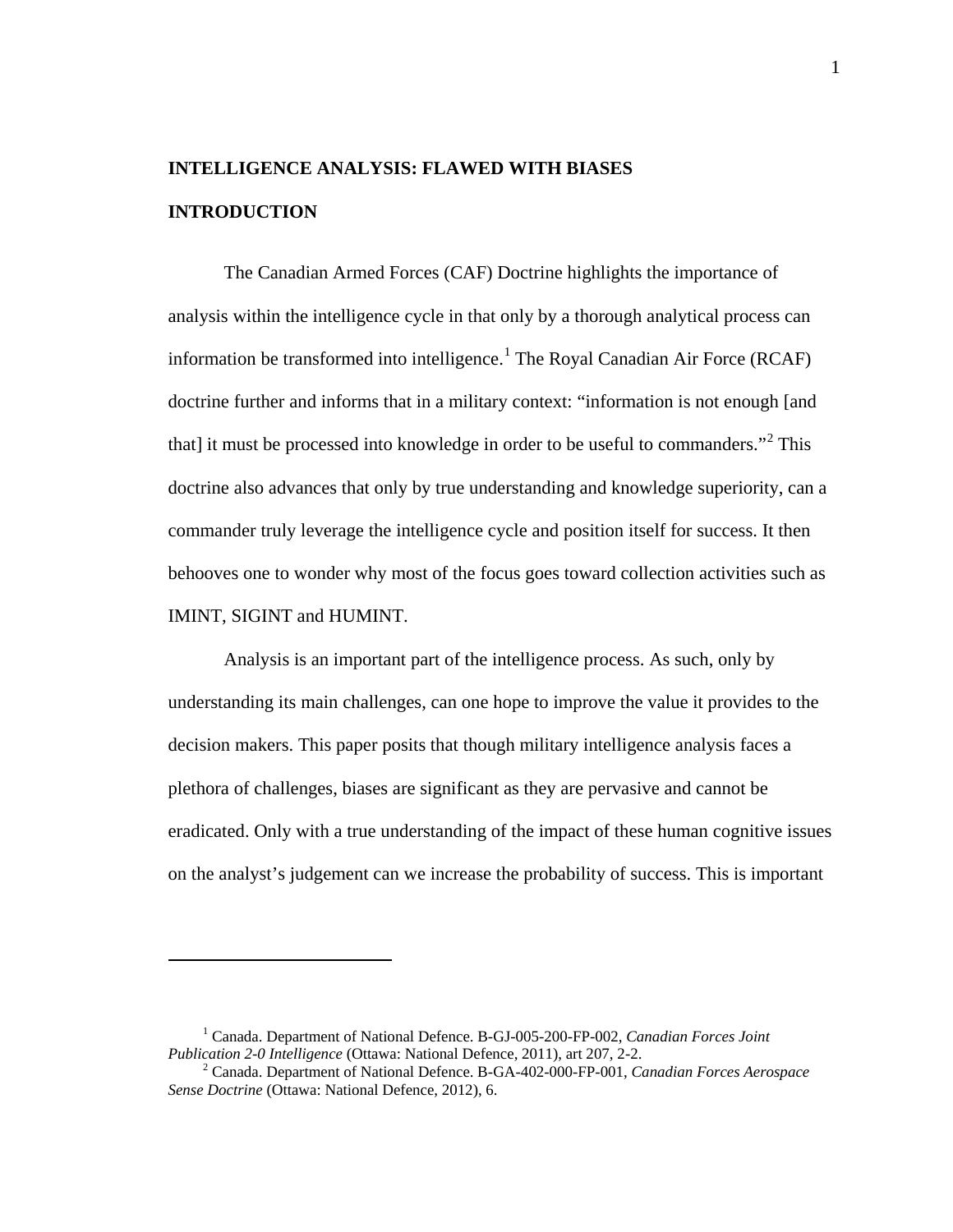## INTELLIGENCE ANALYSIS: FLAWED WITH BIASES

## INTRODUCTION

The Canadian Armed Forces (CAF) Doctrine highlights the importance of analysis within the intelligence cycle in that only by a thorough analytical process can information be transformed into intelligence.[1] The Royal Canadian Air Force (RCAF) doctrine further and informs that in a military context: "information is not enough [and that] it must be processed into knowledge in order to be useful to commanders."[2] This doctrine also advances that only by true understanding and knowledge superiority, can a commander truly leverage the intelligence cycle and position itself for success. It then behooves one to wonder why most of the focus goes toward collection activities such as IMINT, SIGINT and HUMINT.

Analysis is an important part of the intelligence process. As such, only by understanding its main challenges, can one hope to improve the value it provides to the decision makers. This paper posits that though military intelligence analysis faces a plethora of challenges, biases are significant as they are pervasive and cannot be eradicated. Only with a true understanding of the impact of these human cognitive issues on the analyst's judgement can we increase the probability of success. This is important

---

[1] Canada. Department of National Defence. B-GJ-005-200-FP-002, *Canadian Forces Joint Publication 2-0 Intelligence* (Ottawa: National Defence, 2011), art 207, 2-2.

[2] Canada. Department of National Defence. B-GA-402-000-FP-001, *Canadian Forces Aerospace Sense Doctrine* (Ottawa: National Defence, 2012), 6.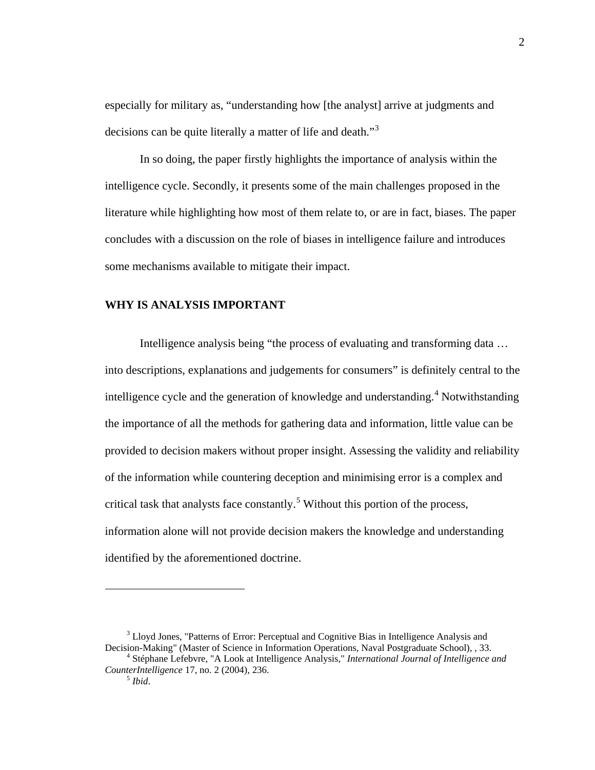especially for military as, "understanding how [the analyst] arrive at judgments and decisions can be quite literally a matter of life and death."[3]

In so doing, the paper firstly highlights the importance of analysis within the intelligence cycle. Secondly, it presents some of the main challenges proposed in the literature while highlighting how most of them relate to, or are in fact, biases. The paper concludes with a discussion on the role of biases in intelligence failure and introduces some mechanisms available to mitigate their impact.

## WHY IS ANALYSIS IMPORTANT

Intelligence analysis being "the process of evaluating and transforming data … into descriptions, explanations and judgements for consumers" is definitely central to the intelligence cycle and the generation of knowledge and understanding.[4] Notwithstanding the importance of all the methods for gathering data and information, little value can be provided to decision makers without proper insight. Assessing the validity and reliability of the information while countering deception and minimising error is a complex and critical task that analysts face constantly.[5] Without this portion of the process, information alone will not provide decision makers the knowledge and understanding identified by the aforementioned doctrine.

---

[3] Lloyd Jones, "Patterns of Error: Perceptual and Cognitive Bias in Intelligence Analysis and Decision-Making" (Master of Science in Information Operations, Naval Postgraduate School), , 33.

[4] Stéphane Lefebvre, "A Look at Intelligence Analysis," *International Journal of Intelligence and CounterIntelligence* 17, no. 2 (2004), 236.

[5] *Ibid*.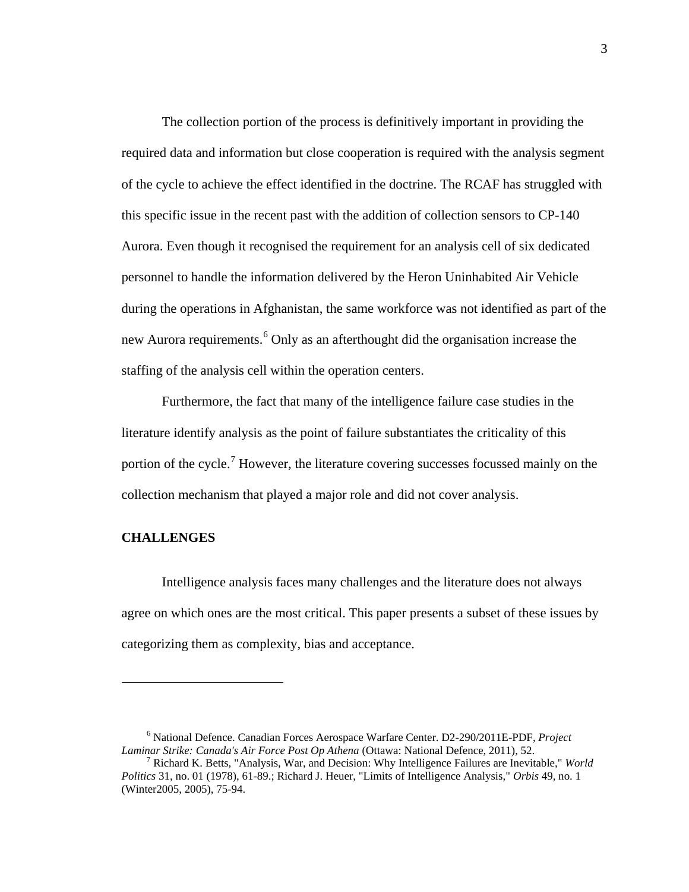The collection portion of the process is definitively important in providing the required data and information but close cooperation is required with the analysis segment of the cycle to achieve the effect identified in the doctrine. The RCAF has struggled with this specific issue in the recent past with the addition of collection sensors to CP-140 Aurora. Even though it recognised the requirement for an analysis cell of six dedicated personnel to handle the information delivered by the Heron Uninhabited Air Vehicle during the operations in Afghanistan, the same workforce was not identified as part of the new Aurora requirements.[6] Only as an afterthought did the organisation increase the staffing of the analysis cell within the operation centers.

Furthermore, the fact that many of the intelligence failure case studies in the literature identify analysis as the point of failure substantiates the criticality of this portion of the cycle.[7] However, the literature covering successes focussed mainly on the collection mechanism that played a major role and did not cover analysis.

## CHALLENGES

Intelligence analysis faces many challenges and the literature does not always agree on which ones are the most critical. This paper presents a subset of these issues by categorizing them as complexity, bias and acceptance.

---

[6] National Defence. Canadian Forces Aerospace Warfare Center. D2-290/2011E-PDF, *Project Laminar Strike: Canada's Air Force Post Op Athena* (Ottawa: National Defence, 2011), 52.

[7] Richard K. Betts, "Analysis, War, and Decision: Why Intelligence Failures are Inevitable," *World Politics* 31, no. 01 (1978), 61-89.; Richard J. Heuer, "Limits of Intelligence Analysis," *Orbis* 49, no. 1 (Winter2005, 2005), 75-94.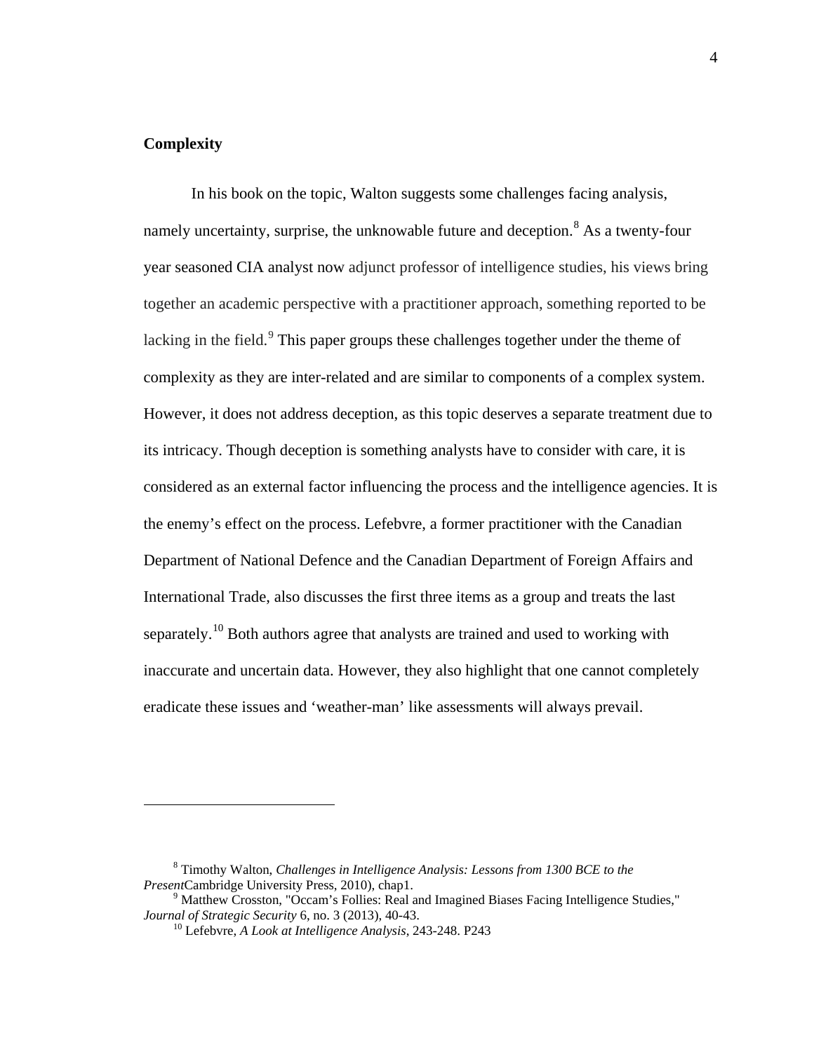**Complexity**

In his book on the topic, Walton suggests some challenges facing analysis, namely uncertainty, surprise, the unknowable future and deception.[8] As a twenty-four year seasoned CIA analyst now adjunct professor of intelligence studies, his views bring together an academic perspective with a practitioner approach, something reported to be lacking in the field.[9] This paper groups these challenges together under the theme of complexity as they are inter-related and are similar to components of a complex system. However, it does not address deception, as this topic deserves a separate treatment due to its intricacy. Though deception is something analysts have to consider with care, it is considered as an external factor influencing the process and the intelligence agencies. It is the enemy's effect on the process. Lefebvre, a former practitioner with the Canadian Department of National Defence and the Canadian Department of Foreign Affairs and International Trade, also discusses the first three items as a group and treats the last separately.[10] Both authors agree that analysts are trained and used to working with inaccurate and uncertain data. However, they also highlight that one cannot completely eradicate these issues and 'weather-man' like assessments will always prevail.

---

[8] Timothy Walton, *Challenges in Intelligence Analysis: Lessons from 1300 BCE to the Present*Cambridge University Press, 2010), chap1.

[9] Matthew Crosston, "Occam's Follies: Real and Imagined Biases Facing Intelligence Studies," *Journal of Strategic Security* 6, no. 3 (2013), 40-43.

[10] Lefebvre, *A Look at Intelligence Analysis*, 243-248. P243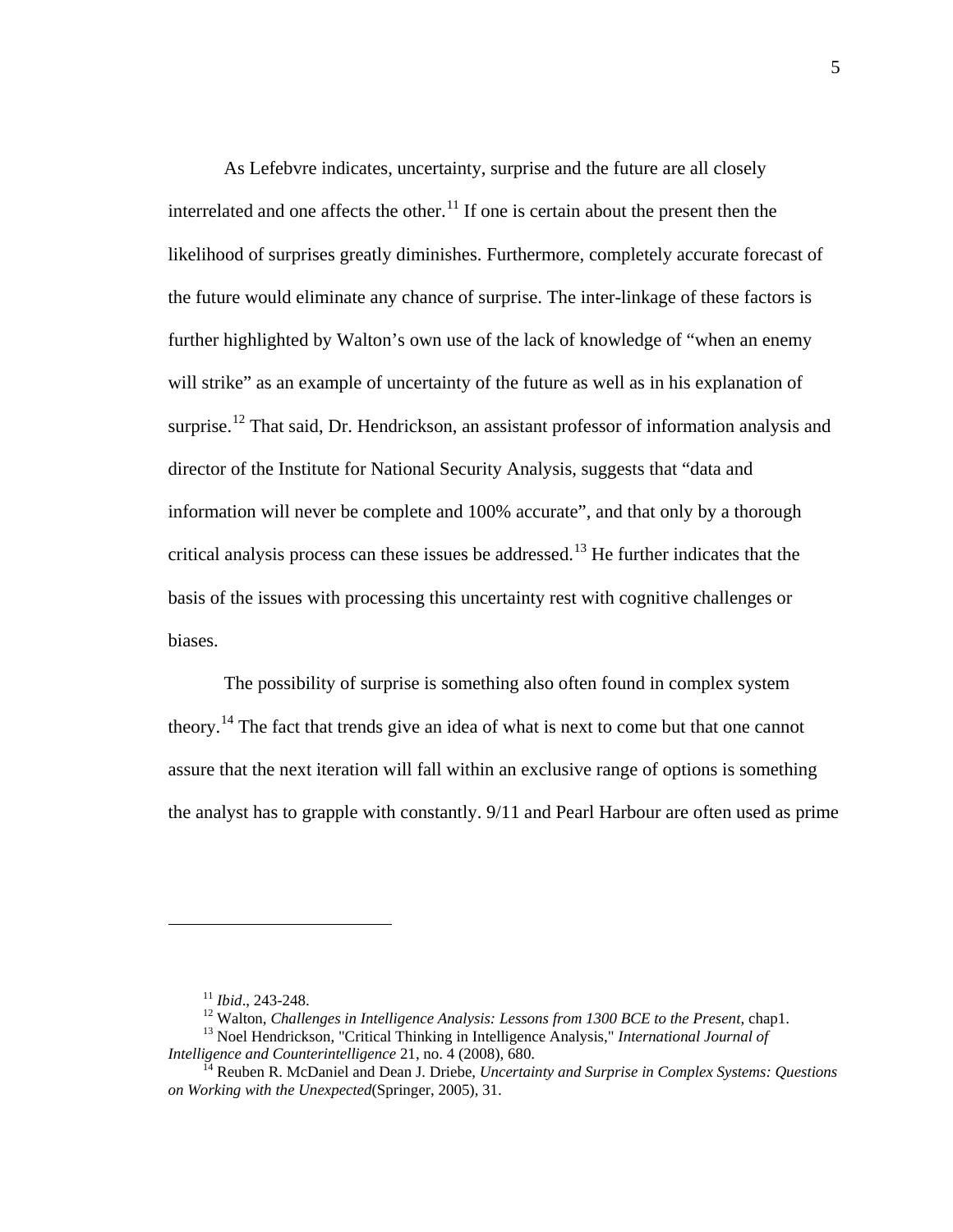As Lefebvre indicates, uncertainty, surprise and the future are all closely interrelated and one affects the other.[11] If one is certain about the present then the likelihood of surprises greatly diminishes. Furthermore, completely accurate forecast of the future would eliminate any chance of surprise. The inter-linkage of these factors is further highlighted by Walton's own use of the lack of knowledge of "when an enemy will strike" as an example of uncertainty of the future as well as in his explanation of surprise.[12] That said, Dr. Hendrickson, an assistant professor of information analysis and director of the Institute for National Security Analysis, suggests that "data and information will never be complete and 100% accurate", and that only by a thorough critical analysis process can these issues be addressed.[13] He further indicates that the basis of the issues with processing this uncertainty rest with cognitive challenges or biases.

The possibility of surprise is something also often found in complex system theory.[14] The fact that trends give an idea of what is next to come but that one cannot assure that the next iteration will fall within an exclusive range of options is something the analyst has to grapple with constantly. 9/11 and Pearl Harbour are often used as prime

---

[11] *Ibid*., 243-248.

[12] Walton, *Challenges in Intelligence Analysis: Lessons from 1300 BCE to the Present*, chap1.

[13] Noel Hendrickson, "Critical Thinking in Intelligence Analysis," *International Journal of Intelligence and Counterintelligence* 21, no. 4 (2008), 680.

[14] Reuben R. McDaniel and Dean J. Driebe, *Uncertainty and Surprise in Complex Systems: Questions on Working with the Unexpected*(Springer, 2005), 31.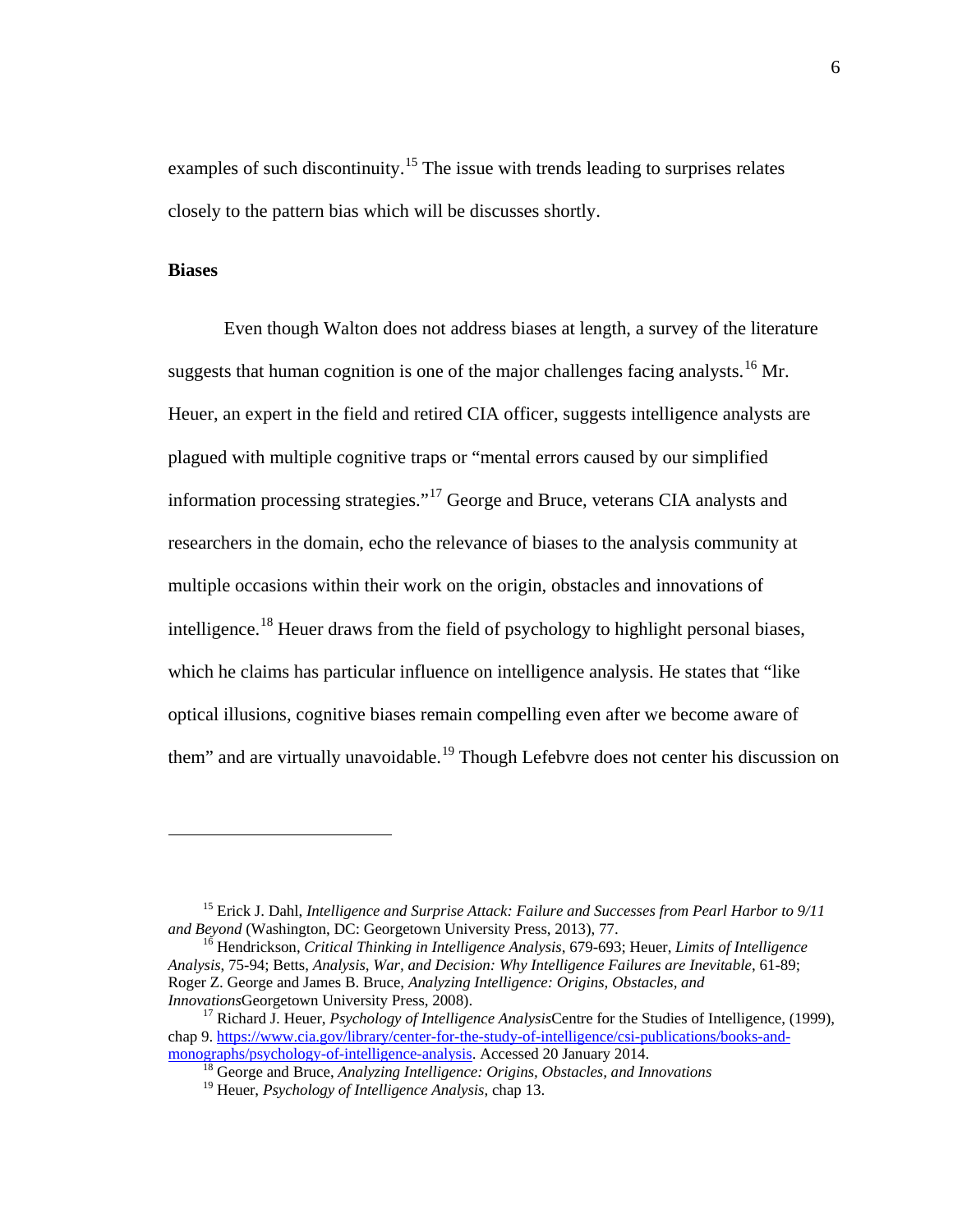examples of such discontinuity.[15] The issue with trends leading to surprises relates closely to the pattern bias which will be discusses shortly.

**Biases**

Even though Walton does not address biases at length, a survey of the literature suggests that human cognition is one of the major challenges facing analysts.[16] Mr. Heuer, an expert in the field and retired CIA officer, suggests intelligence analysts are plagued with multiple cognitive traps or "mental errors caused by our simplified information processing strategies."[17] George and Bruce, veterans CIA analysts and researchers in the domain, echo the relevance of biases to the analysis community at multiple occasions within their work on the origin, obstacles and innovations of intelligence.[18] Heuer draws from the field of psychology to highlight personal biases, which he claims has particular influence on intelligence analysis. He states that "like optical illusions, cognitive biases remain compelling even after we become aware of them" and are virtually unavoidable.[19] Though Lefebvre does not center his discussion on

---

[15] Erick J. Dahl, *Intelligence and Surprise Attack: Failure and Successes from Pearl Harbor to 9/11 and Beyond* (Washington, DC: Georgetown University Press, 2013), 77.

[16] Hendrickson, *Critical Thinking in Intelligence Analysis*, 679-693; Heuer, *Limits of Intelligence Analysis*, 75-94; Betts, *Analysis, War, and Decision: Why Intelligence Failures are Inevitable*, 61-89; Roger Z. George and James B. Bruce, *Analyzing Intelligence: Origins, Obstacles, and Innovations*Georgetown University Press, 2008).

[17] Richard J. Heuer, *Psychology of Intelligence Analysis*Centre for the Studies of Intelligence, (1999), chap 9. https://www.cia.gov/library/center-for-the-study-of-intelligence/csi-publications/books-and-monographs/psychology-of-intelligence-analysis. Accessed 20 January 2014.

[18] George and Bruce, *Analyzing Intelligence: Origins, Obstacles, and Innovations*

[19] Heuer, *Psychology of Intelligence Analysis*, chap 13.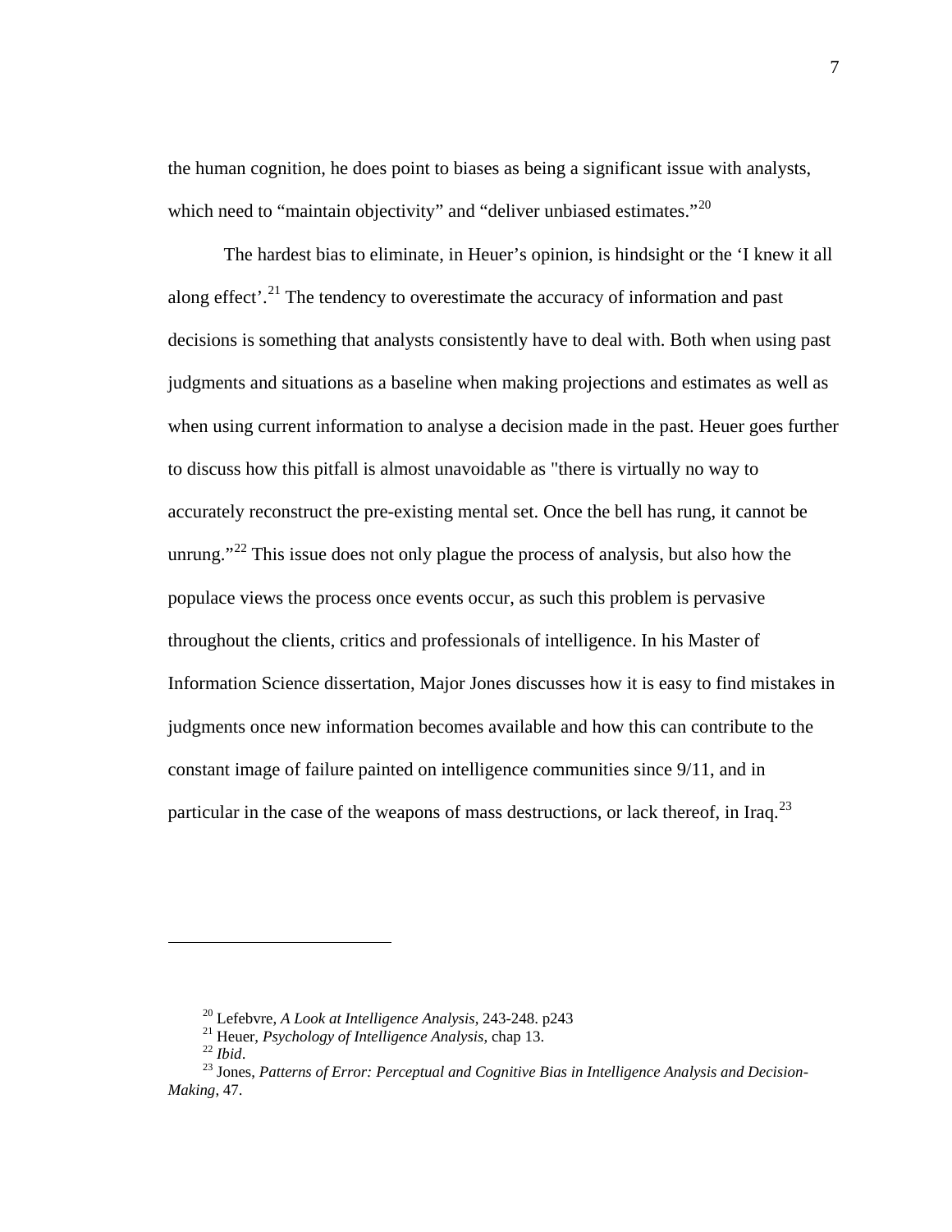the human cognition, he does point to biases as being a significant issue with analysts, which need to “maintain objectivity” and “deliver unbiased estimates.”[20]

The hardest bias to eliminate, in Heuer’s opinion, is hindsight or the ‘I knew it all along effect’.[21] The tendency to overestimate the accuracy of information and past decisions is something that analysts consistently have to deal with. Both when using past judgments and situations as a baseline when making projections and estimates as well as when using current information to analyse a decision made in the past. Heuer goes further to discuss how this pitfall is almost unavoidable as "there is virtually no way to accurately reconstruct the pre-existing mental set. Once the bell has rung, it cannot be unrung.”[22] This issue does not only plague the process of analysis, but also how the populace views the process once events occur, as such this problem is pervasive throughout the clients, critics and professionals of intelligence. In his Master of Information Science dissertation, Major Jones discusses how it is easy to find mistakes in judgments once new information becomes available and how this can contribute to the constant image of failure painted on intelligence communities since 9/11, and in particular in the case of the weapons of mass destructions, or lack thereof, in Iraq.[23]

---

[20] Lefebvre, *A Look at Intelligence Analysis*, 243-248. p243

[21] Heuer, *Psychology of Intelligence Analysis*, chap 13.

[22] *Ibid*.

[23] Jones, *Patterns of Error: Perceptual and Cognitive Bias in Intelligence Analysis and Decision-Making*, 47.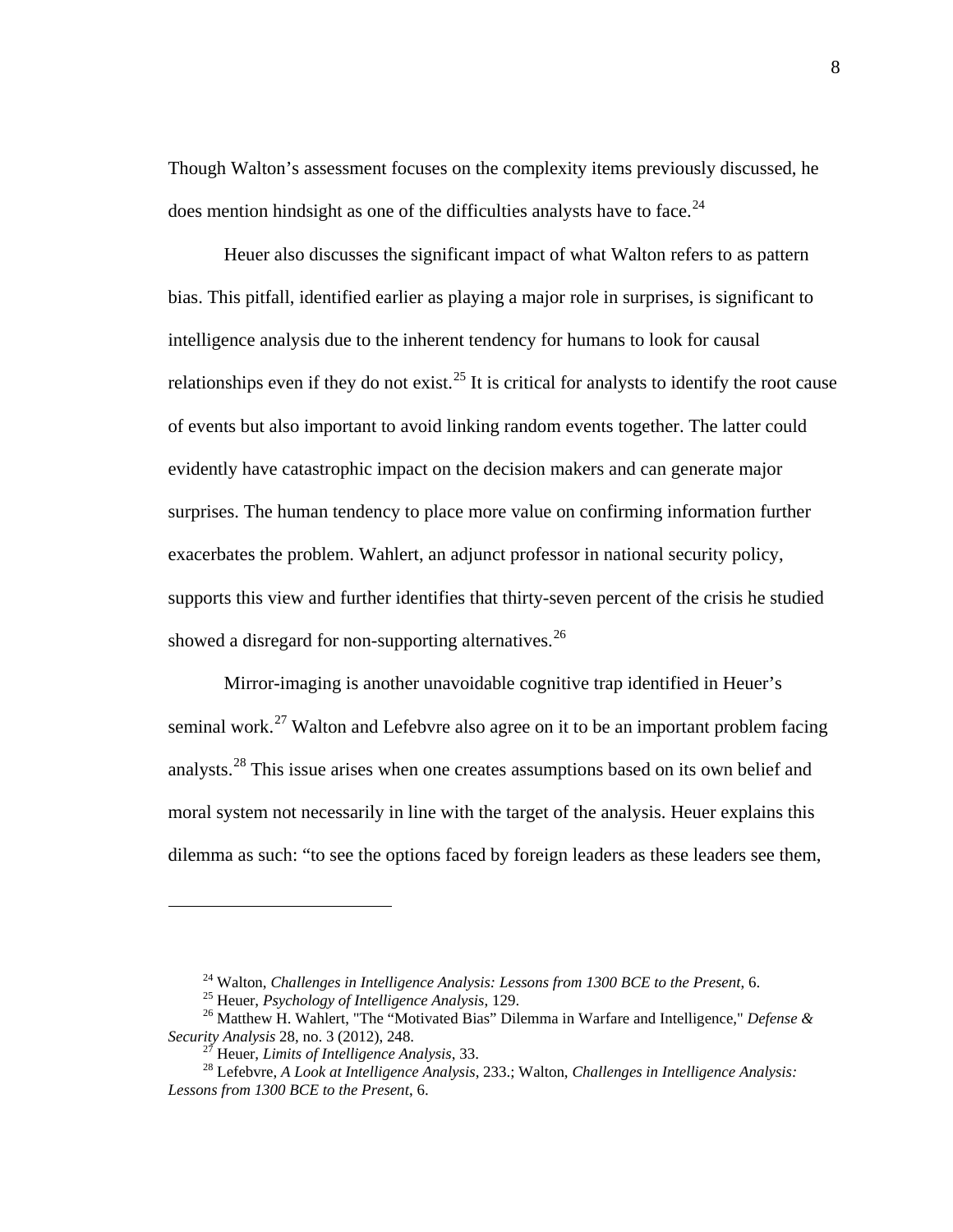Though Walton's assessment focuses on the complexity items previously discussed, he does mention hindsight as one of the difficulties analysts have to face.[24]

Heuer also discusses the significant impact of what Walton refers to as pattern bias. This pitfall, identified earlier as playing a major role in surprises, is significant to intelligence analysis due to the inherent tendency for humans to look for causal relationships even if they do not exist.[25] It is critical for analysts to identify the root cause of events but also important to avoid linking random events together. The latter could evidently have catastrophic impact on the decision makers and can generate major surprises. The human tendency to place more value on confirming information further exacerbates the problem. Wahlert, an adjunct professor in national security policy, supports this view and further identifies that thirty-seven percent of the crisis he studied showed a disregard for non-supporting alternatives.[26]

Mirror-imaging is another unavoidable cognitive trap identified in Heuer's seminal work.[27] Walton and Lefebvre also agree on it to be an important problem facing analysts.[28] This issue arises when one creates assumptions based on its own belief and moral system not necessarily in line with the target of the analysis. Heuer explains this dilemma as such: "to see the options faced by foreign leaders as these leaders see them,

---

[24] Walton, *Challenges in Intelligence Analysis: Lessons from 1300 BCE to the Present*, 6.

[25] Heuer, *Psychology of Intelligence Analysis*, 129.

[26] Matthew H. Wahlert, "The "Motivated Bias" Dilemma in Warfare and Intelligence," *Defense & Security Analysis* 28, no. 3 (2012), 248.

[27] Heuer, *Limits of Intelligence Analysis*, 33.

[28] Lefebvre, *A Look at Intelligence Analysis*, 233.; Walton, *Challenges in Intelligence Analysis: Lessons from 1300 BCE to the Present*, 6.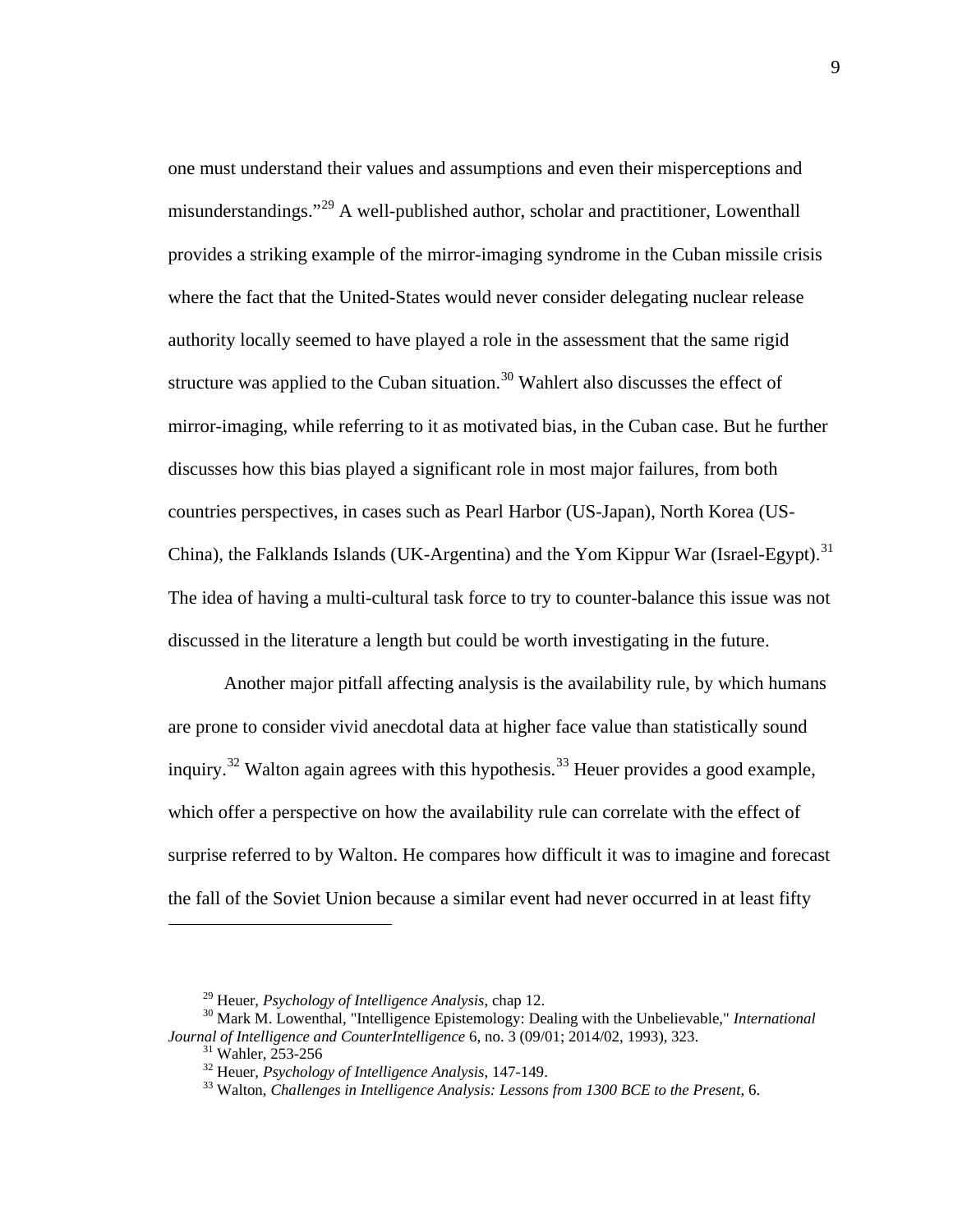one must understand their values and assumptions and even their misperceptions and misunderstandings."[29] A well-published author, scholar and practitioner, Lowenthall provides a striking example of the mirror-imaging syndrome in the Cuban missile crisis where the fact that the United-States would never consider delegating nuclear release authority locally seemed to have played a role in the assessment that the same rigid structure was applied to the Cuban situation.[30] Wahlert also discusses the effect of mirror-imaging, while referring to it as motivated bias, in the Cuban case. But he further discusses how this bias played a significant role in most major failures, from both countries perspectives, in cases such as Pearl Harbor (US-Japan), North Korea (US-China), the Falklands Islands (UK-Argentina) and the Yom Kippur War (Israel-Egypt).[31] The idea of having a multi-cultural task force to try to counter-balance this issue was not discussed in the literature a length but could be worth investigating in the future.

Another major pitfall affecting analysis is the availability rule, by which humans are prone to consider vivid anecdotal data at higher face value than statistically sound inquiry.[32] Walton again agrees with this hypothesis.[33] Heuer provides a good example, which offer a perspective on how the availability rule can correlate with the effect of surprise referred to by Walton. He compares how difficult it was to imagine and forecast the fall of the Soviet Union because a similar event had never occurred in at least fifty

---

[29] Heuer, *Psychology of Intelligence Analysis*, chap 12.

[30] Mark M. Lowenthal, "Intelligence Epistemology: Dealing with the Unbelievable," *International Journal of Intelligence and CounterIntelligence* 6, no. 3 (09/01; 2014/02, 1993), 323.

[31] Wahler, 253-256

[32] Heuer, *Psychology of Intelligence Analysis*, 147-149.

[33] Walton, *Challenges in Intelligence Analysis: Lessons from 1300 BCE to the Present*, 6.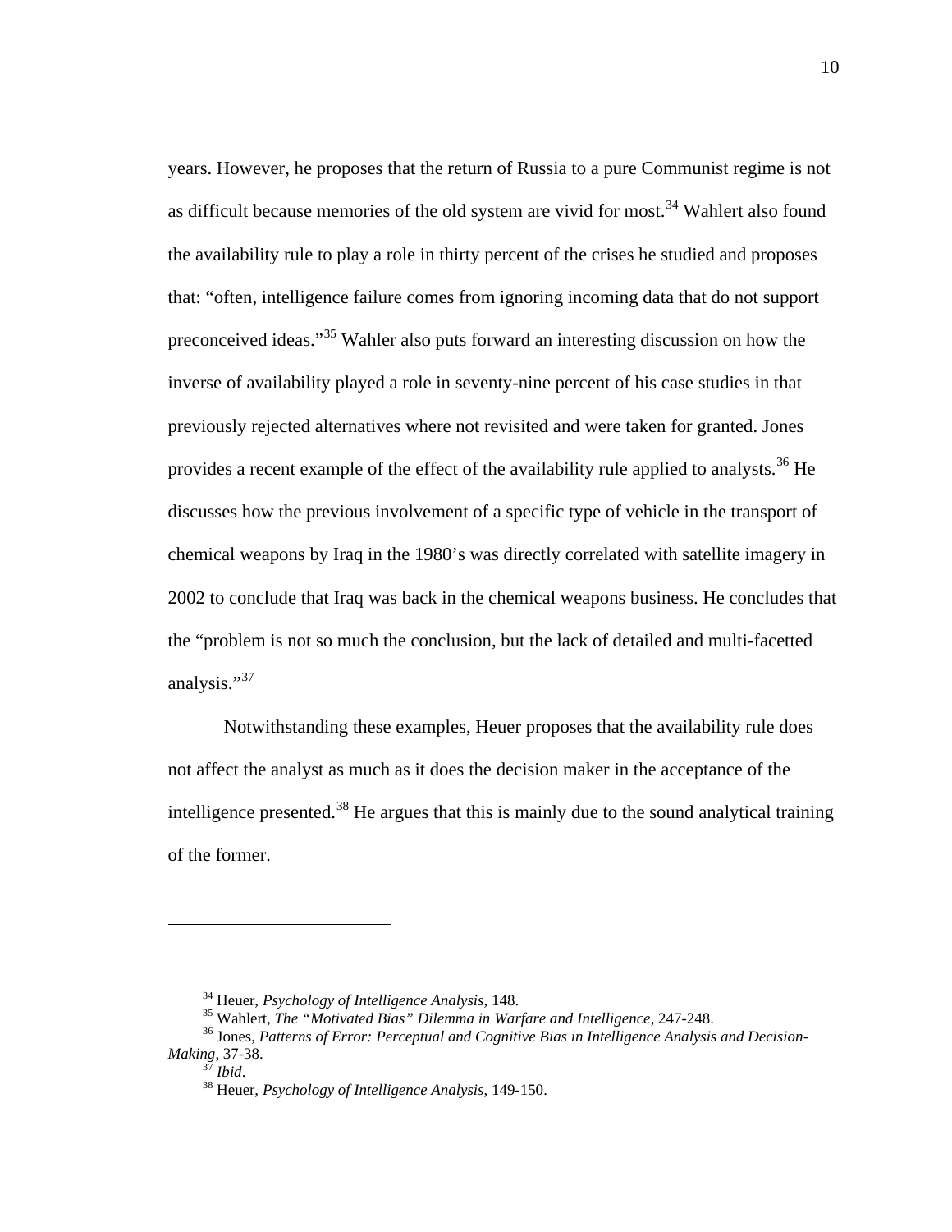years. However, he proposes that the return of Russia to a pure Communist regime is not as difficult because memories of the old system are vivid for most.[34] Wahlert also found the availability rule to play a role in thirty percent of the crises he studied and proposes that: "often, intelligence failure comes from ignoring incoming data that do not support preconceived ideas."[35] Wahler also puts forward an interesting discussion on how the inverse of availability played a role in seventy-nine percent of his case studies in that previously rejected alternatives where not revisited and were taken for granted. Jones provides a recent example of the effect of the availability rule applied to analysts.[36] He discusses how the previous involvement of a specific type of vehicle in the transport of chemical weapons by Iraq in the 1980's was directly correlated with satellite imagery in 2002 to conclude that Iraq was back in the chemical weapons business. He concludes that the "problem is not so much the conclusion, but the lack of detailed and multi-facetted analysis."[37]

Notwithstanding these examples, Heuer proposes that the availability rule does not affect the analyst as much as it does the decision maker in the acceptance of the intelligence presented.[38] He argues that this is mainly due to the sound analytical training of the former.

---

[34] Heuer, *Psychology of Intelligence Analysis*, 148.

[35] Wahlert, *The "Motivated Bias" Dilemma in Warfare and Intelligence*, 247-248.

[36] Jones, *Patterns of Error: Perceptual and Cognitive Bias in Intelligence Analysis and Decision-Making*, 37-38.

[37] *Ibid*.

[38] Heuer, *Psychology of Intelligence Analysis*, 149-150.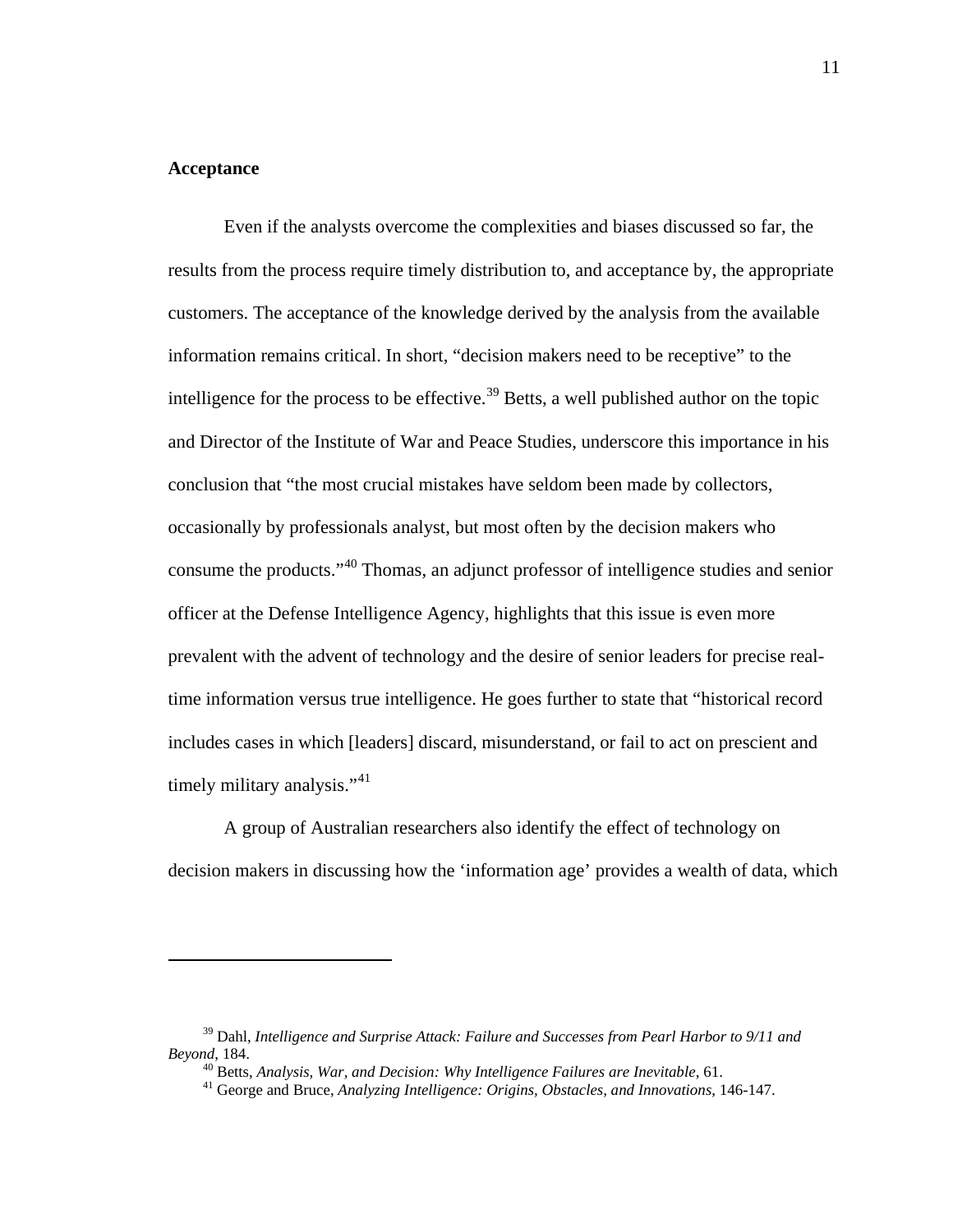**Acceptance**

Even if the analysts overcome the complexities and biases discussed so far, the results from the process require timely distribution to, and acceptance by, the appropriate customers. The acceptance of the knowledge derived by the analysis from the available information remains critical. In short, "decision makers need to be receptive" to the intelligence for the process to be effective.[39] Betts, a well published author on the topic and Director of the Institute of War and Peace Studies, underscore this importance in his conclusion that "the most crucial mistakes have seldom been made by collectors, occasionally by professionals analyst, but most often by the decision makers who consume the products."[40] Thomas, an adjunct professor of intelligence studies and senior officer at the Defense Intelligence Agency, highlights that this issue is even more prevalent with the advent of technology and the desire of senior leaders for precise real-time information versus true intelligence. He goes further to state that "historical record includes cases in which [leaders] discard, misunderstand, or fail to act on prescient and timely military analysis."[41]

A group of Australian researchers also identify the effect of technology on decision makers in discussing how the 'information age' provides a wealth of data, which

---

[39] Dahl, *Intelligence and Surprise Attack: Failure and Successes from Pearl Harbor to 9/11 and Beyond*, 184.

[40] Betts, *Analysis, War, and Decision: Why Intelligence Failures are Inevitable*, 61.

[41] George and Bruce, *Analyzing Intelligence: Origins, Obstacles, and Innovations*, 146-147.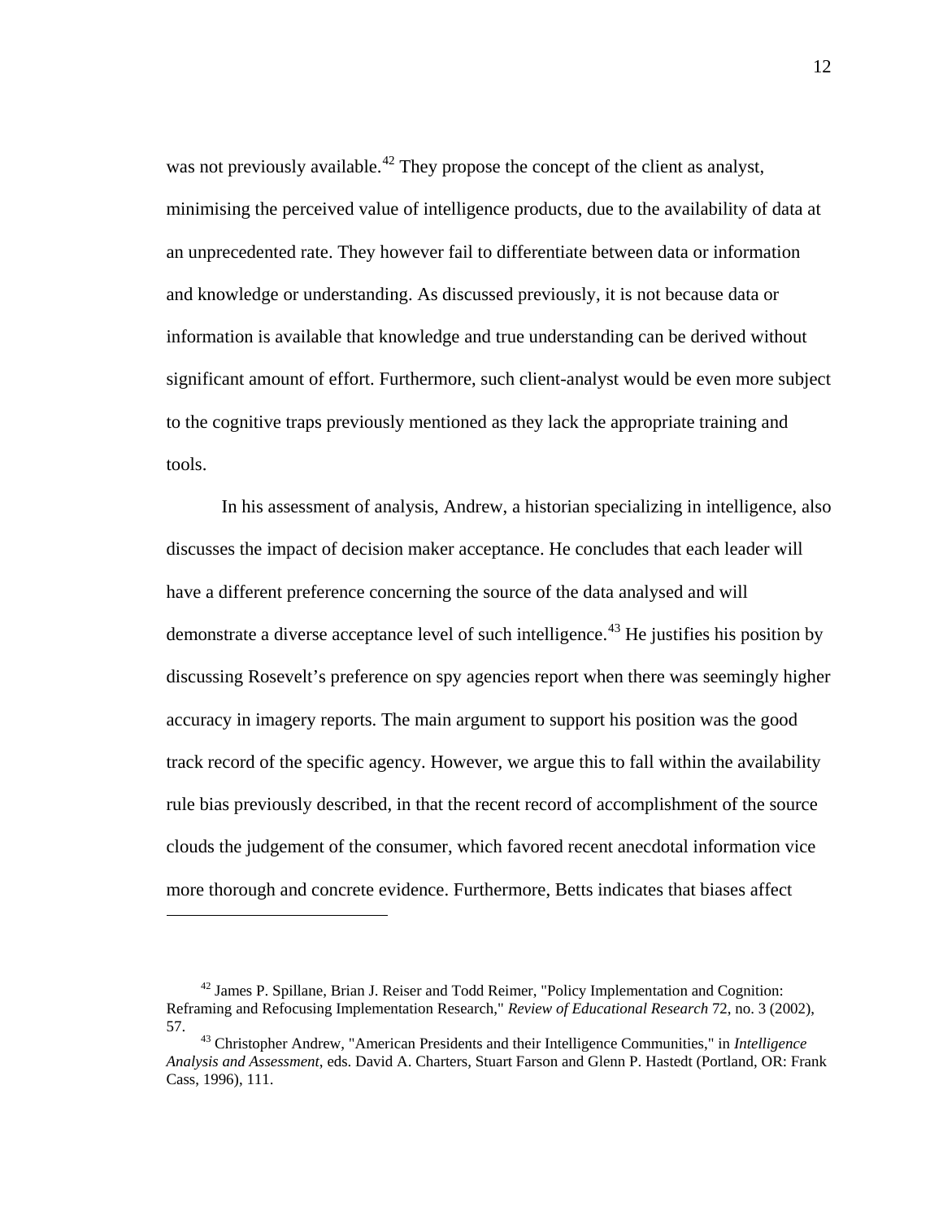was not previously available.[42] They propose the concept of the client as analyst, minimising the perceived value of intelligence products, due to the availability of data at an unprecedented rate. They however fail to differentiate between data or information and knowledge or understanding. As discussed previously, it is not because data or information is available that knowledge and true understanding can be derived without significant amount of effort. Furthermore, such client-analyst would be even more subject to the cognitive traps previously mentioned as they lack the appropriate training and tools.

In his assessment of analysis, Andrew, a historian specializing in intelligence, also discusses the impact of decision maker acceptance. He concludes that each leader will have a different preference concerning the source of the data analysed and will demonstrate a diverse acceptance level of such intelligence.[43] He justifies his position by discussing Rosevelt's preference on spy agencies report when there was seemingly higher accuracy in imagery reports. The main argument to support his position was the good track record of the specific agency. However, we argue this to fall within the availability rule bias previously described, in that the recent record of accomplishment of the source clouds the judgement of the consumer, which favored recent anecdotal information vice more thorough and concrete evidence. Furthermore, Betts indicates that biases affect

---

[42] James P. Spillane, Brian J. Reiser and Todd Reimer, "Policy Implementation and Cognition: Reframing and Refocusing Implementation Research," *Review of Educational Research* 72, no. 3 (2002), 57.

[43] Christopher Andrew, "American Presidents and their Intelligence Communities," in *Intelligence Analysis and Assessment*, eds. David A. Charters, Stuart Farson and Glenn P. Hastedt (Portland, OR: Frank Cass, 1996), 111.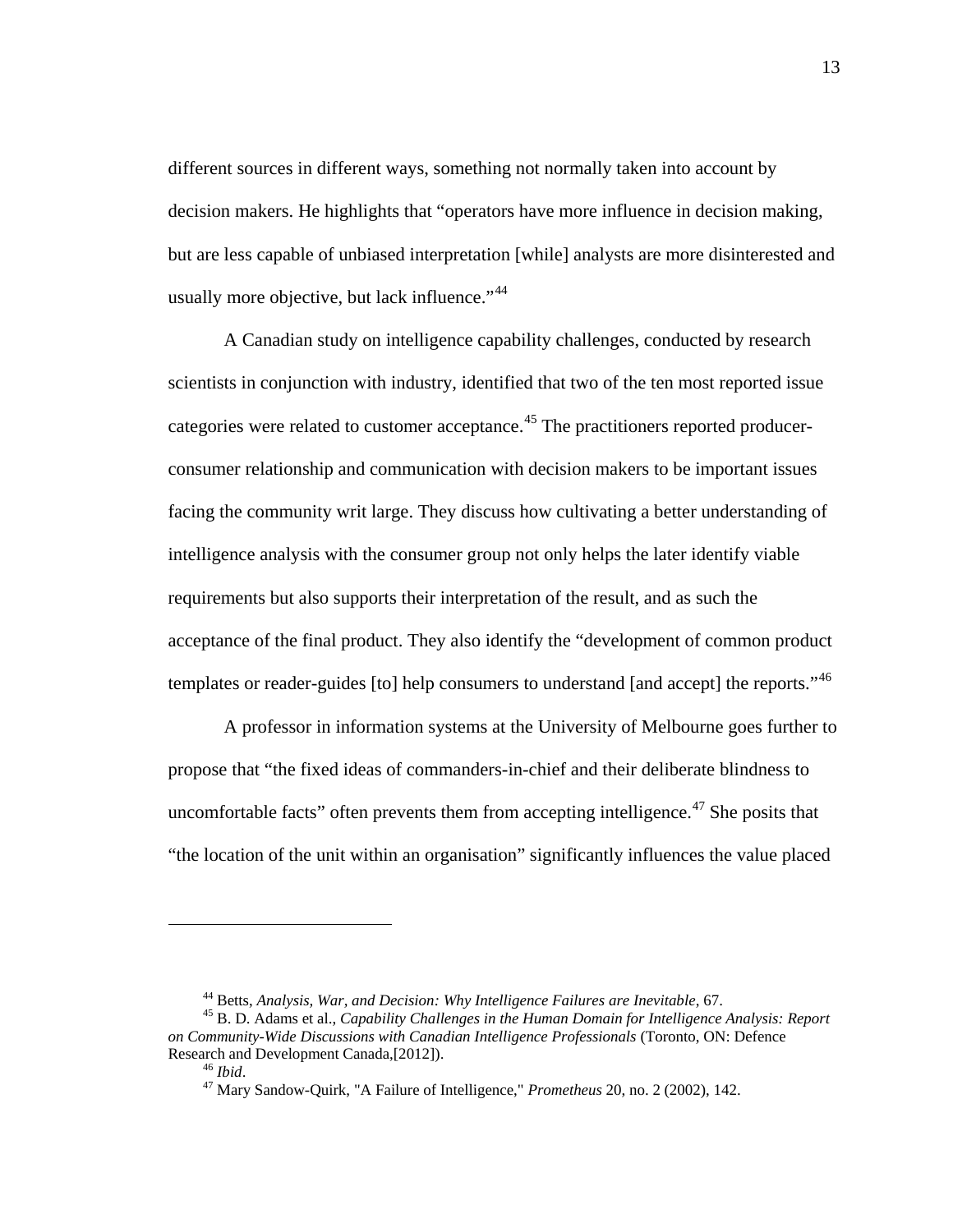different sources in different ways, something not normally taken into account by decision makers. He highlights that "operators have more influence in decision making, but are less capable of unbiased interpretation [while] analysts are more disinterested and usually more objective, but lack influence."[44]

A Canadian study on intelligence capability challenges, conducted by research scientists in conjunction with industry, identified that two of the ten most reported issue categories were related to customer acceptance.[45] The practitioners reported producer-consumer relationship and communication with decision makers to be important issues facing the community writ large. They discuss how cultivating a better understanding of intelligence analysis with the consumer group not only helps the later identify viable requirements but also supports their interpretation of the result, and as such the acceptance of the final product. They also identify the "development of common product templates or reader-guides [to] help consumers to understand [and accept] the reports."[46]

A professor in information systems at the University of Melbourne goes further to propose that "the fixed ideas of commanders-in-chief and their deliberate blindness to uncomfortable facts" often prevents them from accepting intelligence.[47] She posits that "the location of the unit within an organisation" significantly influences the value placed

---

[44] Betts, *Analysis, War, and Decision: Why Intelligence Failures are Inevitable,* 67.

[45] B. D. Adams et al., *Capability Challenges in the Human Domain for Intelligence Analysis: Report on Community-Wide Discussions with Canadian Intelligence Professionals* (Toronto, ON: Defence Research and Development Canada,[2012]).

[46] *Ibid*.

[47] Mary Sandow-Quirk, "A Failure of Intelligence," *Prometheus* 20, no. 2 (2002), 142.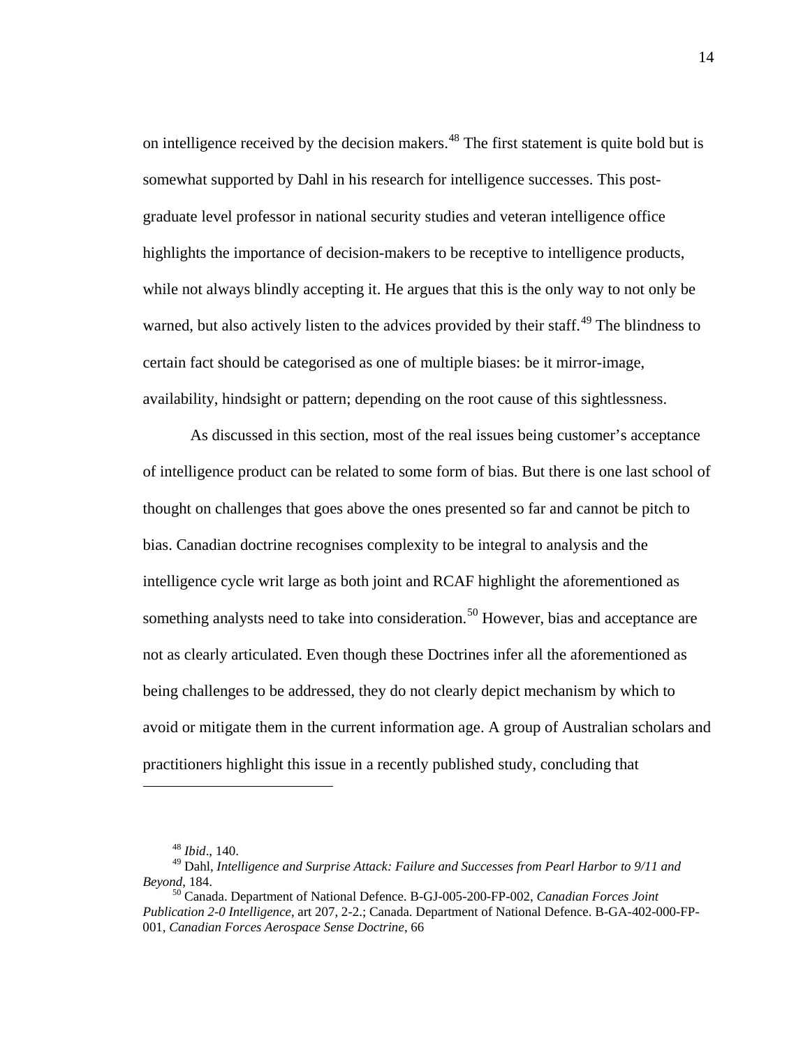on intelligence received by the decision makers.[48] The first statement is quite bold but is somewhat supported by Dahl in his research for intelligence successes. This post-graduate level professor in national security studies and veteran intelligence office highlights the importance of decision-makers to be receptive to intelligence products, while not always blindly accepting it. He argues that this is the only way to not only be warned, but also actively listen to the advices provided by their staff.[49] The blindness to certain fact should be categorised as one of multiple biases: be it mirror-image, availability, hindsight or pattern; depending on the root cause of this sightlessness.

As discussed in this section, most of the real issues being customer's acceptance of intelligence product can be related to some form of bias. But there is one last school of thought on challenges that goes above the ones presented so far and cannot be pitch to bias. Canadian doctrine recognises complexity to be integral to analysis and the intelligence cycle writ large as both joint and RCAF highlight the aforementioned as something analysts need to take into consideration.[50] However, bias and acceptance are not as clearly articulated. Even though these Doctrines infer all the aforementioned as being challenges to be addressed, they do not clearly depict mechanism by which to avoid or mitigate them in the current information age. A group of Australian scholars and practitioners highlight this issue in a recently published study, concluding that

---

[48] *Ibid*., 140.

[49] Dahl, *Intelligence and Surprise Attack: Failure and Successes from Pearl Harbor to 9/11 and Beyond*, 184.

[50] Canada. Department of National Defence. B-GJ-005-200-FP-002, *Canadian Forces Joint Publication 2-0 Intelligence*, art 207, 2-2.; Canada. Department of National Defence. B-GA-402-000-FP-001, *Canadian Forces Aerospace Sense Doctrine*, 66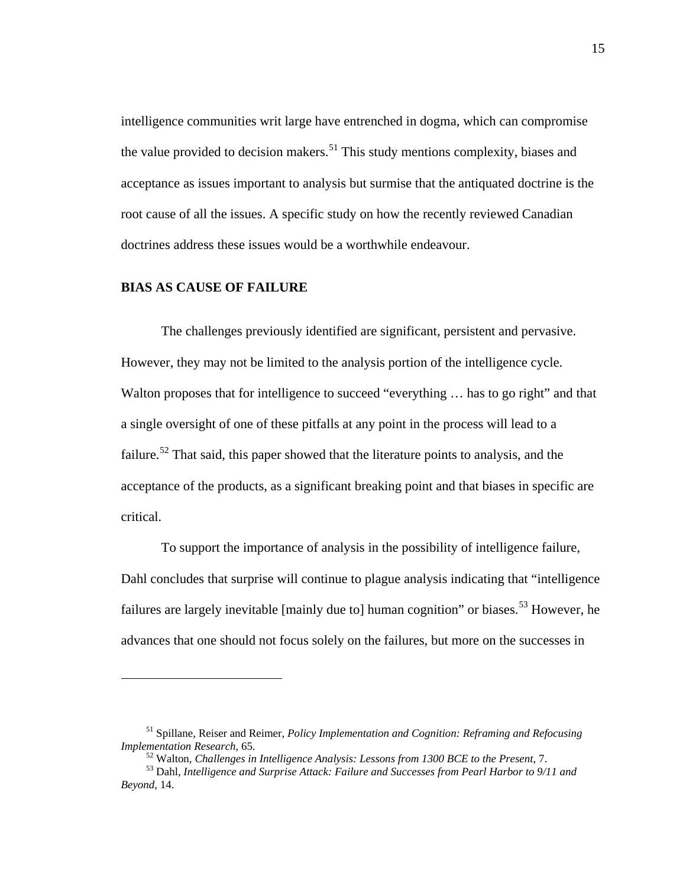intelligence communities writ large have entrenched in dogma, which can compromise the value provided to decision makers.[51] This study mentions complexity, biases and acceptance as issues important to analysis but surmise that the antiquated doctrine is the root cause of all the issues. A specific study on how the recently reviewed Canadian doctrines address these issues would be a worthwhile endeavour.

## BIAS AS CAUSE OF FAILURE

The challenges previously identified are significant, persistent and pervasive. However, they may not be limited to the analysis portion of the intelligence cycle. Walton proposes that for intelligence to succeed "everything … has to go right" and that a single oversight of one of these pitfalls at any point in the process will lead to a failure.[52] That said, this paper showed that the literature points to analysis, and the acceptance of the products, as a significant breaking point and that biases in specific are critical.

To support the importance of analysis in the possibility of intelligence failure, Dahl concludes that surprise will continue to plague analysis indicating that "intelligence failures are largely inevitable [mainly due to] human cognition" or biases.[53] However, he advances that one should not focus solely on the failures, but more on the successes in

---

[51] Spillane, Reiser and Reimer, *Policy Implementation and Cognition: Reframing and Refocusing Implementation Research*, 65.

[52] Walton, *Challenges in Intelligence Analysis: Lessons from 1300 BCE to the Present*, 7.

[53] Dahl, *Intelligence and Surprise Attack: Failure and Successes from Pearl Harbor to 9/11 and Beyond*, 14.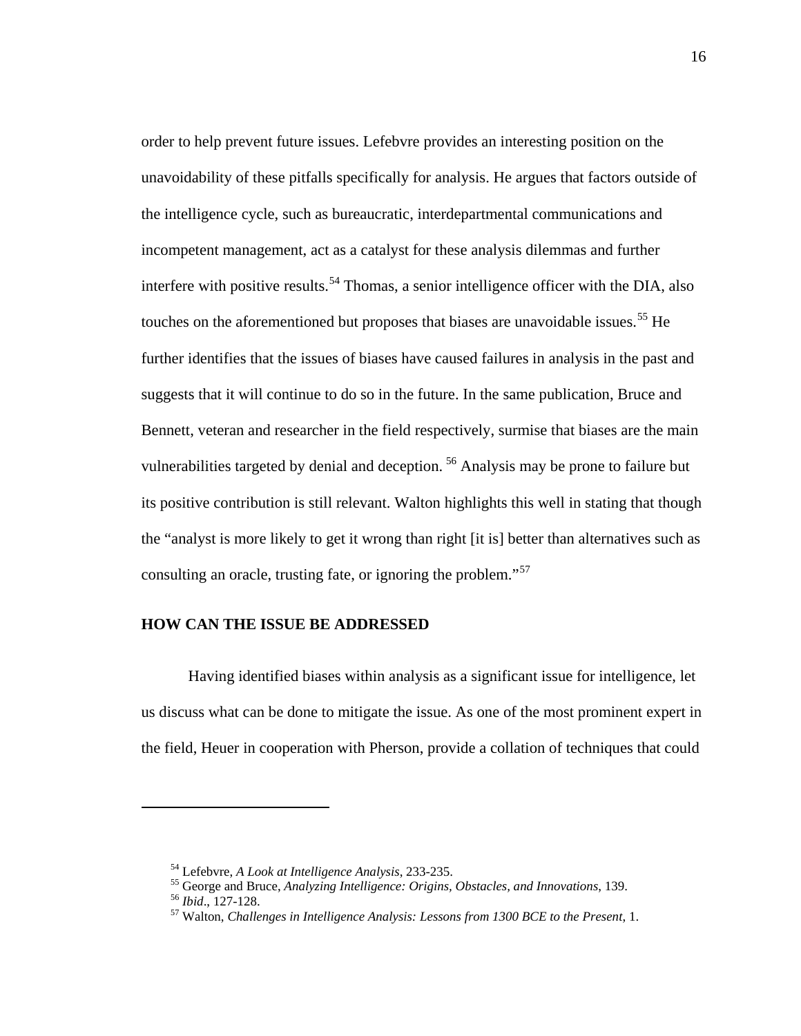order to help prevent future issues. Lefebvre provides an interesting position on the unavoidability of these pitfalls specifically for analysis. He argues that factors outside of the intelligence cycle, such as bureaucratic, interdepartmental communications and incompetent management, act as a catalyst for these analysis dilemmas and further interfere with positive results.[54] Thomas, a senior intelligence officer with the DIA, also touches on the aforementioned but proposes that biases are unavoidable issues.[55] He further identifies that the issues of biases have caused failures in analysis in the past and suggests that it will continue to do so in the future. In the same publication, Bruce and Bennett, veteran and researcher in the field respectively, surmise that biases are the main vulnerabilities targeted by denial and deception. [56] Analysis may be prone to failure but its positive contribution is still relevant. Walton highlights this well in stating that though the "analyst is more likely to get it wrong than right [it is] better than alternatives such as consulting an oracle, trusting fate, or ignoring the problem."[57]

## HOW CAN THE ISSUE BE ADDRESSED

Having identified biases within analysis as a significant issue for intelligence, let us discuss what can be done to mitigate the issue. As one of the most prominent expert in the field, Heuer in cooperation with Pherson, provide a collation of techniques that could

---

[54] Lefebvre, *A Look at Intelligence Analysis*, 233-235.

[55] George and Bruce, *Analyzing Intelligence: Origins, Obstacles, and Innovations*, 139.

[56] *Ibid*., 127-128.

[57] Walton, *Challenges in Intelligence Analysis: Lessons from 1300 BCE to the Present*, 1.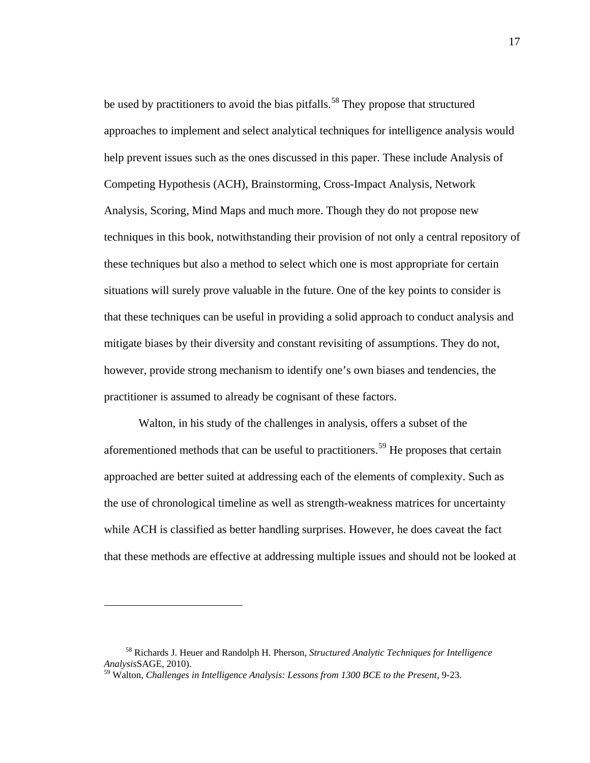be used by practitioners to avoid the bias pitfalls.[58] They propose that structured approaches to implement and select analytical techniques for intelligence analysis would help prevent issues such as the ones discussed in this paper. These include Analysis of Competing Hypothesis (ACH), Brainstorming, Cross-Impact Analysis, Network Analysis, Scoring, Mind Maps and much more. Though they do not propose new techniques in this book, notwithstanding their provision of not only a central repository of these techniques but also a method to select which one is most appropriate for certain situations will surely prove valuable in the future. One of the key points to consider is that these techniques can be useful in providing a solid approach to conduct analysis and mitigate biases by their diversity and constant revisiting of assumptions. They do not, however, provide strong mechanism to identify one's own biases and tendencies, the practitioner is assumed to already be cognisant of these factors.

Walton, in his study of the challenges in analysis, offers a subset of the aforementioned methods that can be useful to practitioners.[59] He proposes that certain approached are better suited at addressing each of the elements of complexity. Such as the use of chronological timeline as well as strength-weakness matrices for uncertainty while ACH is classified as better handling surprises. However, he does caveat the fact that these methods are effective at addressing multiple issues and should not be looked at

---

[58] Richards J. Heuer and Randolph H. Pherson, *Structured Analytic Techniques for Intelligence Analysis*SAGE, 2010).

[59] Walton, *Challenges in Intelligence Analysis: Lessons from 1300 BCE to the Present*, 9-23.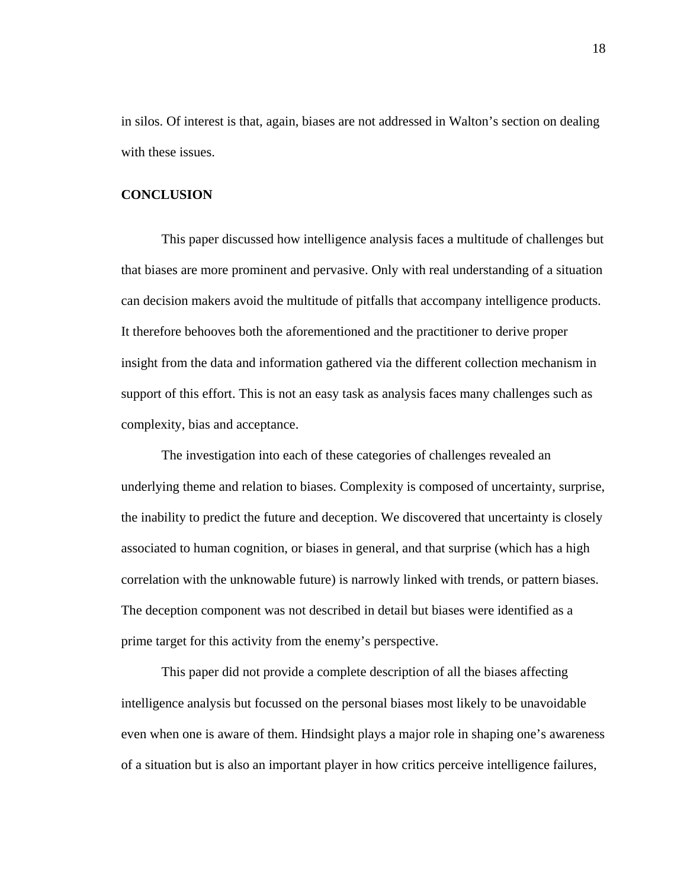in silos. Of interest is that, again, biases are not addressed in Walton's section on dealing with these issues.

## CONCLUSION

This paper discussed how intelligence analysis faces a multitude of challenges but that biases are more prominent and pervasive. Only with real understanding of a situation can decision makers avoid the multitude of pitfalls that accompany intelligence products. It therefore behooves both the aforementioned and the practitioner to derive proper insight from the data and information gathered via the different collection mechanism in support of this effort. This is not an easy task as analysis faces many challenges such as complexity, bias and acceptance.

The investigation into each of these categories of challenges revealed an underlying theme and relation to biases. Complexity is composed of uncertainty, surprise, the inability to predict the future and deception. We discovered that uncertainty is closely associated to human cognition, or biases in general, and that surprise (which has a high correlation with the unknowable future) is narrowly linked with trends, or pattern biases. The deception component was not described in detail but biases were identified as a prime target for this activity from the enemy's perspective.

This paper did not provide a complete description of all the biases affecting intelligence analysis but focussed on the personal biases most likely to be unavoidable even when one is aware of them. Hindsight plays a major role in shaping one's awareness of a situation but is also an important player in how critics perceive intelligence failures,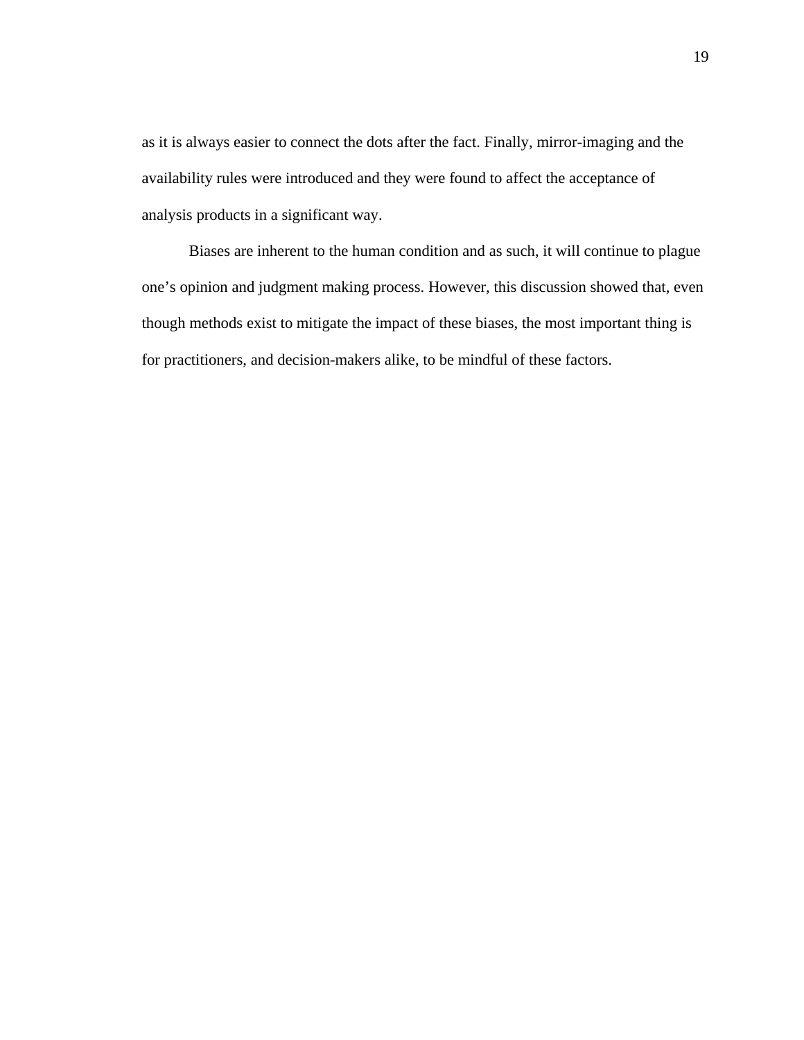as it is always easier to connect the dots after the fact. Finally, mirror-imaging and the availability rules were introduced and they were found to affect the acceptance of analysis products in a significant way.

Biases are inherent to the human condition and as such, it will continue to plague one's opinion and judgment making process. However, this discussion showed that, even though methods exist to mitigate the impact of these biases, the most important thing is for practitioners, and decision-makers alike, to be mindful of these factors.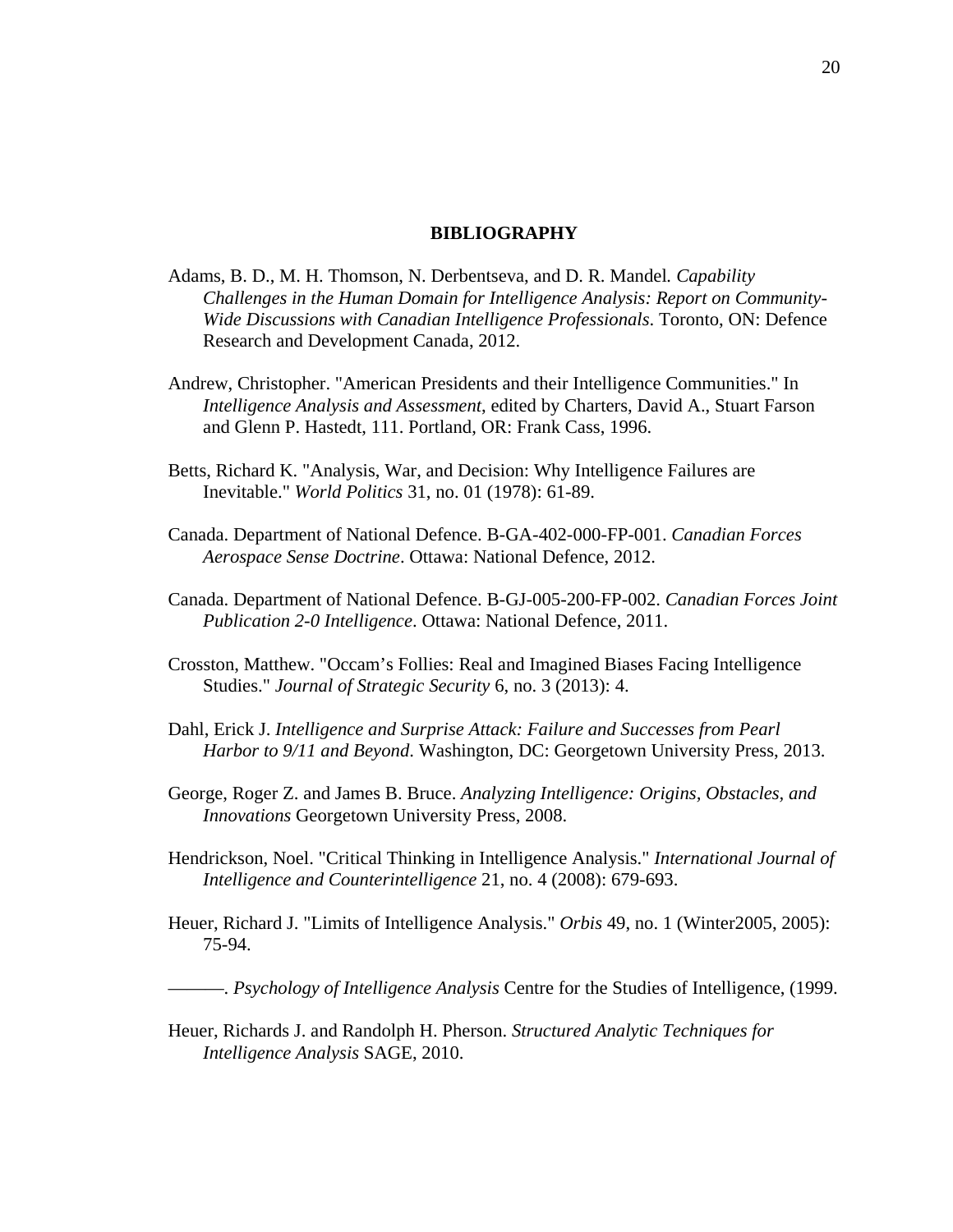# BIBLIOGRAPHY

Adams, B. D., M. H. Thomson, N. Derbentseva, and D. R. Mandel. *Capability Challenges in the Human Domain for Intelligence Analysis: Report on Community-Wide Discussions with Canadian Intelligence Professionals*. Toronto, ON: Defence Research and Development Canada, 2012.

Andrew, Christopher. "American Presidents and their Intelligence Communities." In *Intelligence Analysis and Assessment,* edited by Charters, David A., Stuart Farson and Glenn P. Hastedt, 111. Portland, OR: Frank Cass, 1996.

Betts, Richard K. "Analysis, War, and Decision: Why Intelligence Failures are Inevitable." *World Politics* 31, no. 01 (1978): 61-89.

Canada. Department of National Defence. B-GA-402-000-FP-001. *Canadian Forces Aerospace Sense Doctrine*. Ottawa: National Defence, 2012.

Canada. Department of National Defence. B-GJ-005-200-FP-002. *Canadian Forces Joint Publication 2-0 Intelligence*. Ottawa: National Defence, 2011.

Crosston, Matthew. "Occam's Follies: Real and Imagined Biases Facing Intelligence Studies." *Journal of Strategic Security* 6, no. 3 (2013): 4.

Dahl, Erick J. *Intelligence and Surprise Attack: Failure and Successes from Pearl Harbor to 9/11 and Beyond*. Washington, DC: Georgetown University Press, 2013.

George, Roger Z. and James B. Bruce. *Analyzing Intelligence: Origins, Obstacles, and Innovations* Georgetown University Press, 2008.

Hendrickson, Noel. "Critical Thinking in Intelligence Analysis." *International Journal of Intelligence and Counterintelligence* 21, no. 4 (2008): 679-693.

Heuer, Richard J. "Limits of Intelligence Analysis." *Orbis* 49, no. 1 (Winter2005, 2005): 75-94.

———. *Psychology of Intelligence Analysis* Centre for the Studies of Intelligence, (1999.

Heuer, Richards J. and Randolph H. Pherson. *Structured Analytic Techniques for Intelligence Analysis* SAGE, 2010.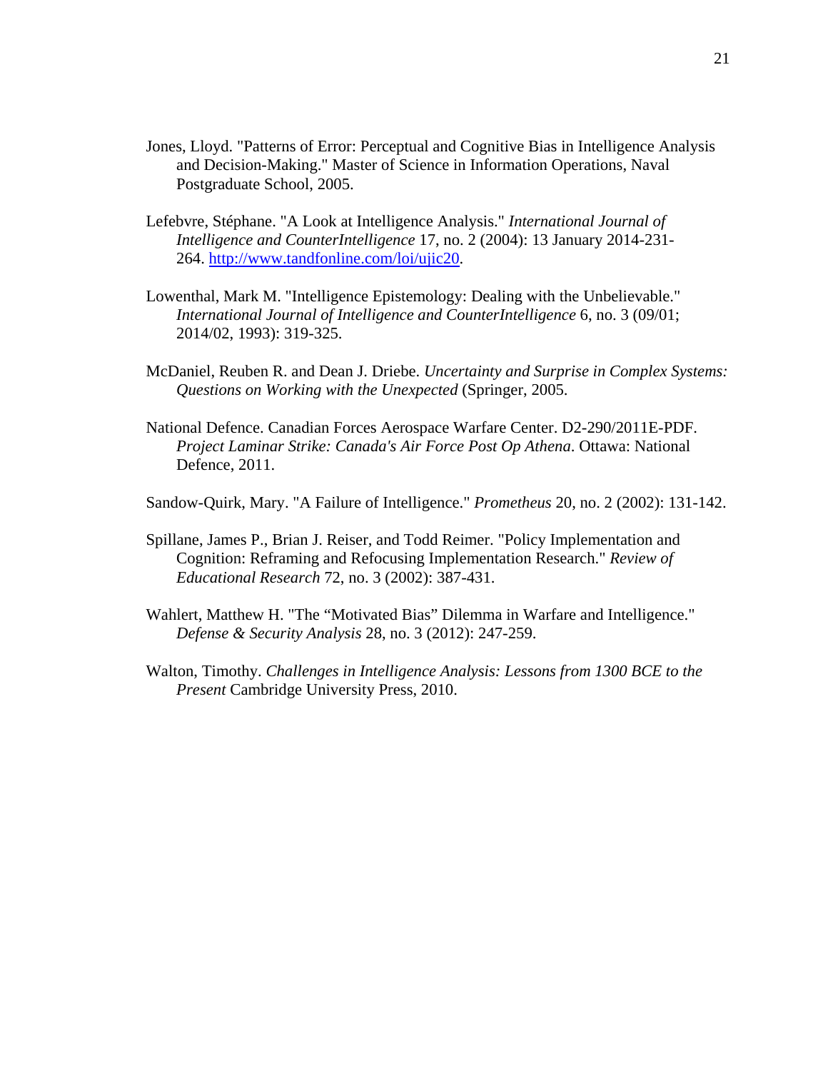Jones, Lloyd. "Patterns of Error: Perceptual and Cognitive Bias in Intelligence Analysis and Decision-Making." Master of Science in Information Operations, Naval Postgraduate School, 2005.

Lefebvre, Stéphane. "A Look at Intelligence Analysis." *International Journal of Intelligence and CounterIntelligence* 17, no. 2 (2004): 13 January 2014-231-264. http://www.tandfonline.com/loi/ujic20.

Lowenthal, Mark M. "Intelligence Epistemology: Dealing with the Unbelievable." *International Journal of Intelligence and CounterIntelligence* 6, no. 3 (09/01; 2014/02, 1993): 319-325.

McDaniel, Reuben R. and Dean J. Driebe. *Uncertainty and Surprise in Complex Systems: Questions on Working with the Unexpected* (Springer, 2005.

National Defence. Canadian Forces Aerospace Warfare Center. D2-290/2011E-PDF. *Project Laminar Strike: Canada's Air Force Post Op Athena*. Ottawa: National Defence, 2011.

Sandow-Quirk, Mary. "A Failure of Intelligence." *Prometheus* 20, no. 2 (2002): 131-142.

Spillane, James P., Brian J. Reiser, and Todd Reimer. "Policy Implementation and Cognition: Reframing and Refocusing Implementation Research." *Review of Educational Research* 72, no. 3 (2002): 387-431.

Wahlert, Matthew H. "The "Motivated Bias" Dilemma in Warfare and Intelligence." *Defense & Security Analysis* 28, no. 3 (2012): 247-259.

Walton, Timothy. *Challenges in Intelligence Analysis: Lessons from 1300 BCE to the Present* Cambridge University Press, 2010.